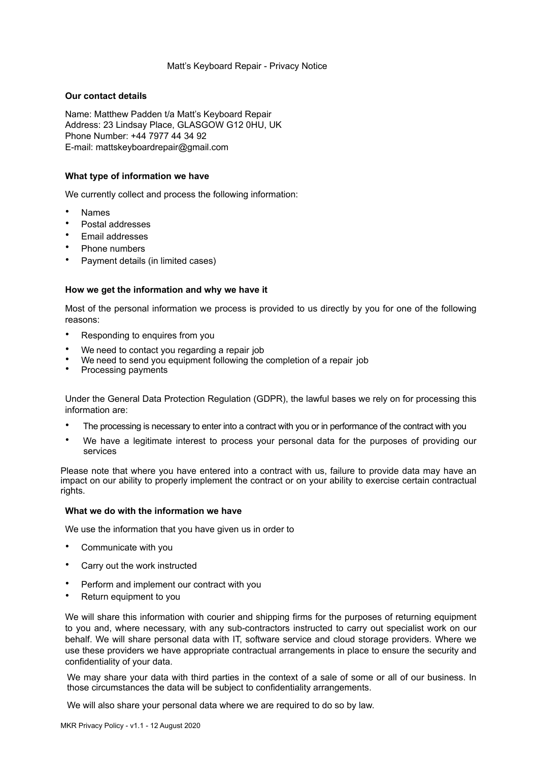# Matt's Keyboard Repair - Privacy Notice

## Our contact details

Name: Matthew Padden t/a Matt's Keyboard Repair
Address: 23 Lindsay Place, GLASGOW G12 0HU, UK
Phone Number: +44 7977 44 34 92
E-mail: mattskeyboardrepair@gmail.com

## What type of information we have

We currently collect and process the following information:

- Names
- Postal addresses
- Email addresses
- Phone numbers
- Payment details (in limited cases)

## How we get the information and why we have it

Most of the personal information we process is provided to us directly by you for one of the following reasons:

- Responding to enquires from you
- We need to contact you regarding a repair job
- We need to send you equipment following the completion of a repair job
- Processing payments

Under the General Data Protection Regulation (GDPR), the lawful bases we rely on for processing this information are:

- The processing is necessary to enter into a contract with you or in performance of the contract with you
- We have a legitimate interest to process your personal data for the purposes of providing our services

Please note that where you have entered into a contract with us, failure to provide data may have an impact on our ability to properly implement the contract or on your ability to exercise certain contractual rights.

## What we do with the information we have

We use the information that you have given us in order to

- Communicate with you
- Carry out the work instructed
- Perform and implement our contract with you
- Return equipment to you

We will share this information with courier and shipping firms for the purposes of returning equipment to you and, where necessary, with any sub-contractors instructed to carry out specialist work on our behalf. We will share personal data with IT, software service and cloud storage providers. Where we use these providers we have appropriate contractual arrangements in place to ensure the security and confidentiality of your data.

We may share your data with third parties in the context of a sale of some or all of our business. In those circumstances the data will be subject to confidentiality arrangements.

We will also share your personal data where we are required to do so by law.

MKR Privacy Policy - v1.1 - 12 August 2020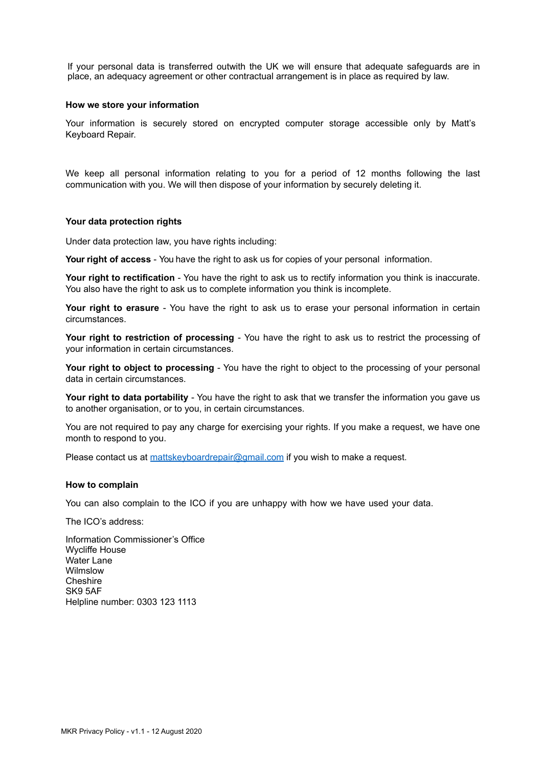If your personal data is transferred outwith the UK we will ensure that adequate safeguards are in place, an adequacy agreement or other contractual arrangement is in place as required by law.

### How we store your information

Your information is securely stored on encrypted computer storage accessible only by Matt's Keyboard Repair.

We keep all personal information relating to you for a period of 12 months following the last communication with you. We will then dispose of your information by securely deleting it.

### Your data protection rights

Under data protection law, you have rights including:

**Your right of access** - You have the right to ask us for copies of your personal information.

**Your right to rectification** - You have the right to ask us to rectify information you think is inaccurate. You also have the right to ask us to complete information you think is incomplete.

**Your right to erasure** - You have the right to ask us to erase your personal information in certain circumstances.

**Your right to restriction of processing** - You have the right to ask us to restrict the processing of your information in certain circumstances.

**Your right to object to processing** - You have the right to object to the processing of your personal data in certain circumstances.

**Your right to data portability** - You have the right to ask that we transfer the information you gave us to another organisation, or to you, in certain circumstances.

You are not required to pay any charge for exercising your rights. If you make a request, we have one month to respond to you.

Please contact us at mattskeyboardrepair@gmail.com if you wish to make a request.

### How to complain

You can also complain to the ICO if you are unhappy with how we have used your data.

The ICO's address:

Information Commissioner's Office
Wycliffe House
Water Lane
Wilmslow
Cheshire
SK9 5AF
Helpline number: 0303 123 1113

MKR Privacy Policy - v1.1 - 12 August 2020